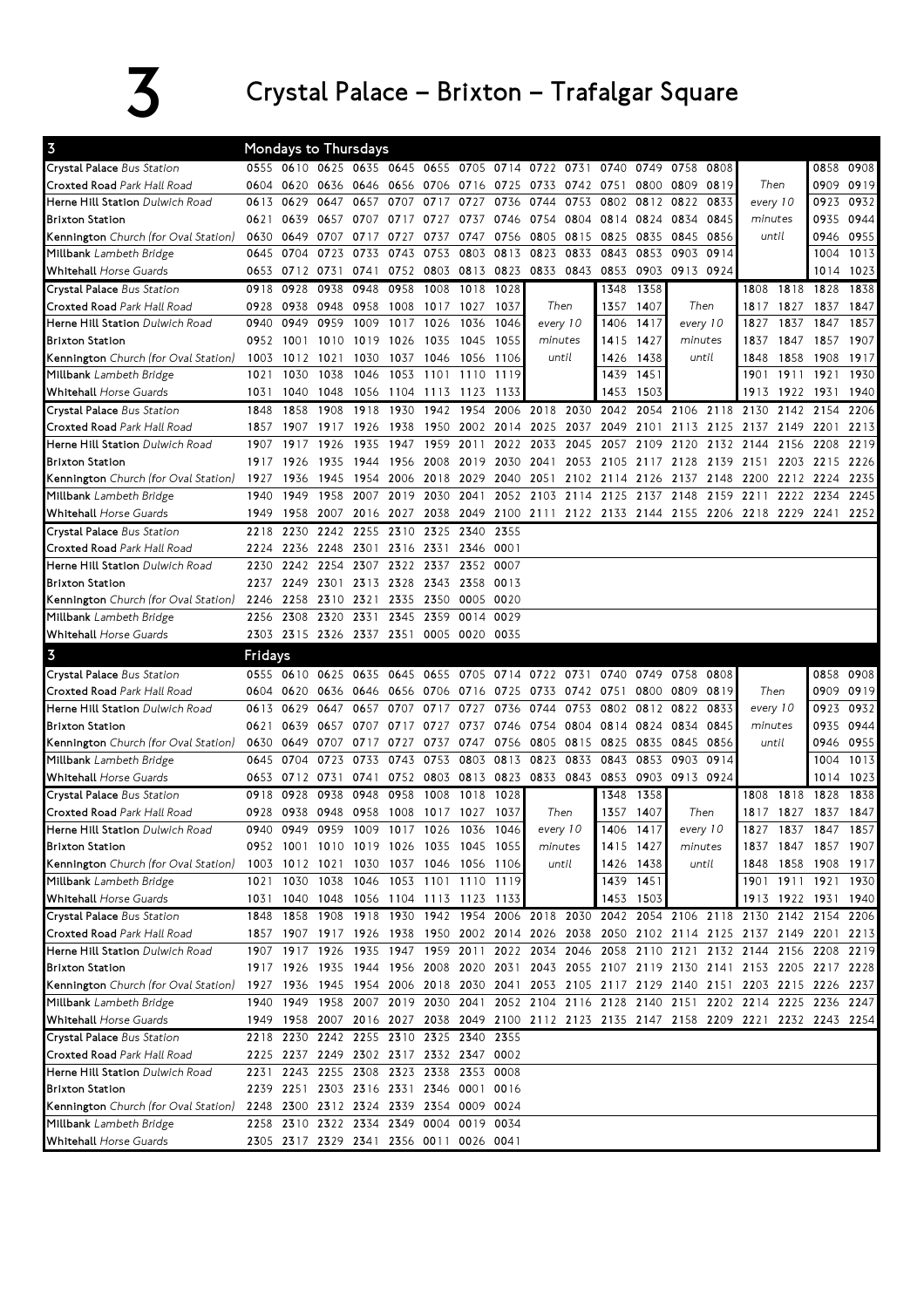# 3 Crystal Palace – Brixton – Trafalgar Square

## Mondays to Thursdays

| 3 | | | | | | | | | | | | | | | | | | |
|---|---|---|---|---|---|---|---|---|---|---|---|---|---|---|---|---|---|---|
| Crystal Palace Bus Station | 0555 | 0610 | 0625 | 0635 | 0645 | 0655 | 0705 | 0714 | 0722 | 0731 | 0740 | 0749 | 0758 | 0808 | Then | | 0858 | 0908 |
| Croxted Road Park Hall Road | 0604 | 0620 | 0636 | 0646 | 0656 | 0706 | 0716 | 0725 | 0733 | 0742 | 0751 | 0800 | 0809 | 0819 | every 10 | | 0909 | 0919 |
| Herne Hill Station Dulwich Road | 0613 | 0629 | 0647 | 0657 | 0707 | 0717 | 0727 | 0736 | 0744 | 0753 | 0802 | 0812 | 0822 | 0833 | minutes | | 0923 | 0932 |
| Brixton Station | 0621 | 0639 | 0657 | 0707 | 0717 | 0727 | 0737 | 0746 | 0754 | 0804 | 0814 | 0824 | 0834 | 0845 | until | | 0935 | 0944 |
| Kennington Church (for Oval Station) | 0630 | 0649 | 0707 | 0717 | 0727 | 0737 | 0747 | 0756 | 0805 | 0815 | 0825 | 0835 | 0845 | 0856 | | | 0946 | 0955 |
| Millbank Lambeth Bridge | 0645 | 0704 | 0723 | 0733 | 0743 | 0753 | 0803 | 0813 | 0823 | 0833 | 0843 | 0853 | 0903 | 0914 | | | 1004 | 1013 |
| Whitehall Horse Guards | 0653 | 0712 | 0731 | 0741 | 0752 | 0803 | 0813 | 0823 | 0833 | 0843 | 0853 | 0903 | 0913 | 0924 | | | 1014 | 1023 |
| Crystal Palace Bus Station | 0918 | 0928 | 0938 | 0948 | 0958 | 1008 | 1018 | 1028 | Then | | 1348 | 1358 | Then | | 1808 | 1818 | 1828 | 1838 |
| Croxted Road Park Hall Road | 0928 | 0938 | 0948 | 0958 | 1008 | 1017 | 1027 | 1037 | every 10 | | 1357 | 1407 | every 10 | | 1817 | 1827 | 1837 | 1847 |
| Herne Hill Station Dulwich Road | 0940 | 0949 | 0959 | 1009 | 1017 | 1026 | 1036 | 1046 | minutes | | 1406 | 1417 | minutes | | 1827 | 1837 | 1847 | 1857 |
| Brixton Station | 0952 | 1001 | 1010 | 1019 | 1026 | 1035 | 1045 | 1055 | until | | 1415 | 1427 | until | | 1837 | 1847 | 1857 | 1907 |
| Kennington Church (for Oval Station) | 1003 | 1012 | 1021 | 1030 | 1037 | 1046 | 1056 | 1106 | | | 1426 | 1438 | | | 1848 | 1858 | 1908 | 1917 |
| Millbank Lambeth Bridge | 1021 | 1030 | 1038 | 1046 | 1053 | 1101 | 1110 | 1119 | | | 1439 | 1451 | | | 1901 | 1911 | 1921 | 1930 |
| Whitehall Horse Guards | 1031 | 1040 | 1048 | 1056 | 1104 | 1113 | 1123 | 1133 | | | 1453 | 1503 | | | 1913 | 1922 | 1931 | 1940 |
| Crystal Palace Bus Station | 1848 | 1858 | 1908 | 1918 | 1930 | 1942 | 1954 | 2006 | 2018 | 2030 | 2042 | 2054 | 2106 | 2118 | 2130 | 2142 | 2154 | 2206 |
| Croxted Road Park Hall Road | 1857 | 1907 | 1917 | 1926 | 1938 | 1950 | 2002 | 2014 | 2025 | 2037 | 2049 | 2101 | 2113 | 2125 | 2137 | 2149 | 2201 | 2213 |
| Herne Hill Station Dulwich Road | 1907 | 1917 | 1926 | 1935 | 1947 | 1959 | 2011 | 2022 | 2033 | 2045 | 2057 | 2109 | 2120 | 2132 | 2144 | 2156 | 2208 | 2219 |
| Brixton Station | 1917 | 1926 | 1935 | 1944 | 1956 | 2008 | 2019 | 2030 | 2041 | 2053 | 2105 | 2117 | 2128 | 2139 | 2151 | 2203 | 2215 | 2226 |
| Kennington Church (for Oval Station) | 1927 | 1936 | 1945 | 1954 | 2006 | 2018 | 2029 | 2040 | 2051 | 2102 | 2114 | 2126 | 2137 | 2148 | 2200 | 2212 | 2224 | 2235 |
| Millbank Lambeth Bridge | 1940 | 1949 | 1958 | 2007 | 2019 | 2030 | 2041 | 2052 | 2103 | 2114 | 2125 | 2137 | 2148 | 2159 | 2211 | 2222 | 2234 | 2245 |
| Whitehall Horse Guards | 1949 | 1958 | 2007 | 2016 | 2027 | 2038 | 2049 | 2100 | 2111 | 2122 | 2133 | 2144 | 2155 | 2206 | 2218 | 2229 | 2241 | 2252 |
| Crystal Palace Bus Station | 2218 | 2230 | 2242 | 2255 | 2310 | 2325 | 2340 | 2355 | | | | | | | | | | |
| Croxted Road Park Hall Road | 2224 | 2236 | 2248 | 2301 | 2316 | 2331 | 2346 | 0001 | | | | | | | | | | |
| Herne Hill Station Dulwich Road | 2230 | 2242 | 2254 | 2307 | 2322 | 2337 | 2352 | 0007 | | | | | | | | | | |
| Brixton Station | 2237 | 2249 | 2301 | 2313 | 2328 | 2343 | 2358 | 0013 | | | | | | | | | | |
| Kennington Church (for Oval Station) | 2246 | 2258 | 2310 | 2321 | 2335 | 2350 | 0005 | 0020 | | | | | | | | | | |
| Millbank Lambeth Bridge | 2256 | 2308 | 2320 | 2331 | 2345 | 2359 | 0014 | 0029 | | | | | | | | | | |
| Whitehall Horse Guards | 2303 | 2315 | 2326 | 2337 | 2351 | 0005 | 0020 | 0035 | | | | | | | | | | |

## Fridays

| 3 | | | | | | | | | | | | | | | | | | |
|---|---|---|---|---|---|---|---|---|---|---|---|---|---|---|---|---|---|---|
| Crystal Palace Bus Station | 0555 | 0610 | 0625 | 0635 | 0645 | 0655 | 0705 | 0714 | 0722 | 0731 | 0740 | 0749 | 0758 | 0808 | Then | | 0858 | 0908 |
| Croxted Road Park Hall Road | 0604 | 0620 | 0636 | 0646 | 0656 | 0706 | 0716 | 0725 | 0733 | 0742 | 0751 | 0800 | 0809 | 0819 | every 10 | | 0909 | 0919 |
| Herne Hill Station Dulwich Road | 0613 | 0629 | 0647 | 0657 | 0707 | 0717 | 0727 | 0736 | 0744 | 0753 | 0802 | 0812 | 0822 | 0833 | minutes | | 0923 | 0932 |
| Brixton Station | 0621 | 0639 | 0657 | 0707 | 0717 | 0727 | 0737 | 0746 | 0754 | 0804 | 0814 | 0824 | 0834 | 0845 | until | | 0935 | 0944 |
| Kennington Church (for Oval Station) | 0630 | 0649 | 0707 | 0717 | 0727 | 0737 | 0747 | 0756 | 0805 | 0815 | 0825 | 0835 | 0845 | 0856 | | | 0946 | 0955 |
| Millbank Lambeth Bridge | 0645 | 0704 | 0723 | 0733 | 0743 | 0753 | 0803 | 0813 | 0823 | 0833 | 0843 | 0853 | 0903 | 0914 | | | 1004 | 1013 |
| Whitehall Horse Guards | 0653 | 0712 | 0731 | 0741 | 0752 | 0803 | 0813 | 0823 | 0833 | 0843 | 0853 | 0903 | 0913 | 0924 | | | 1014 | 1023 |
| Crystal Palace Bus Station | 0918 | 0928 | 0938 | 0948 | 0958 | 1008 | 1018 | 1028 | Then | | 1348 | 1358 | Then | | 1808 | 1818 | 1828 | 1838 |
| Croxted Road Park Hall Road | 0928 | 0938 | 0948 | 0958 | 1008 | 1017 | 1027 | 1037 | every 10 | | 1357 | 1407 | every 10 | | 1817 | 1827 | 1837 | 1847 |
| Herne Hill Station Dulwich Road | 0940 | 0949 | 0959 | 1009 | 1017 | 1026 | 1036 | 1046 | minutes | | 1406 | 1417 | minutes | | 1827 | 1837 | 1847 | 1857 |
| Brixton Station | 0952 | 1001 | 1010 | 1019 | 1026 | 1035 | 1045 | 1055 | until | | 1415 | 1427 | until | | 1837 | 1847 | 1857 | 1907 |
| Kennington Church (for Oval Station) | 1003 | 1012 | 1021 | 1030 | 1037 | 1046 | 1056 | 1106 | | | 1426 | 1438 | | | 1848 | 1858 | 1908 | 1917 |
| Millbank Lambeth Bridge | 1021 | 1030 | 1038 | 1046 | 1053 | 1101 | 1110 | 1119 | | | 1439 | 1451 | | | 1901 | 1911 | 1921 | 1930 |
| Whitehall Horse Guards | 1031 | 1040 | 1048 | 1056 | 1104 | 1113 | 1123 | 1133 | | | 1453 | 1503 | | | 1913 | 1922 | 1931 | 1940 |
| Crystal Palace Bus Station | 1848 | 1858 | 1908 | 1918 | 1930 | 1942 | 1954 | 2006 | 2018 | 2030 | 2042 | 2054 | 2106 | 2118 | 2130 | 2142 | 2154 | 2206 |
| Croxted Road Park Hall Road | 1857 | 1907 | 1917 | 1926 | 1938 | 1950 | 2002 | 2014 | 2026 | 2038 | 2050 | 2102 | 2114 | 2125 | 2137 | 2149 | 2201 | 2213 |
| Herne Hill Station Dulwich Road | 1907 | 1917 | 1926 | 1935 | 1947 | 1959 | 2011 | 2022 | 2034 | 2046 | 2058 | 2110 | 2121 | 2132 | 2144 | 2156 | 2208 | 2219 |
| Brixton Station | 1917 | 1926 | 1935 | 1944 | 1956 | 2008 | 2020 | 2031 | 2043 | 2055 | 2107 | 2119 | 2130 | 2141 | 2153 | 2205 | 2217 | 2228 |
| Kennington Church (for Oval Station) | 1927 | 1936 | 1945 | 1954 | 2006 | 2018 | 2030 | 2041 | 2053 | 2105 | 2117 | 2129 | 2140 | 2151 | 2203 | 2215 | 2226 | 2237 |
| Millbank Lambeth Bridge | 1940 | 1949 | 1958 | 2007 | 2019 | 2030 | 2041 | 2052 | 2104 | 2116 | 2128 | 2140 | 2151 | 2202 | 2214 | 2225 | 2236 | 2247 |
| Whitehall Horse Guards | 1949 | 1958 | 2007 | 2016 | 2027 | 2038 | 2049 | 2100 | 2112 | 2123 | 2135 | 2147 | 2158 | 2209 | 2221 | 2232 | 2243 | 2254 |
| Crystal Palace Bus Station | 2218 | 2230 | 2242 | 2255 | 2310 | 2325 | 2340 | 2355 | | | | | | | | | | |
| Croxted Road Park Hall Road | 2225 | 2237 | 2249 | 2302 | 2317 | 2332 | 2347 | 0002 | | | | | | | | | | |
| Herne Hill Station Dulwich Road | 2231 | 2243 | 2255 | 2308 | 2323 | 2338 | 2353 | 0008 | | | | | | | | | | |
| Brixton Station | 2239 | 2251 | 2303 | 2316 | 2331 | 2346 | 0001 | 0016 | | | | | | | | | | |
| Kennington Church (for Oval Station) | 2248 | 2300 | 2312 | 2324 | 2339 | 2354 | 0009 | 0024 | | | | | | | | | | |
| Millbank Lambeth Bridge | 2258 | 2310 | 2322 | 2334 | 2349 | 0004 | 0019 | 0034 | | | | | | | | | | |
| Whitehall Horse Guards | 2305 | 2317 | 2329 | 2341 | 2356 | 0011 | 0026 | 0041 | | | | | | | | | | |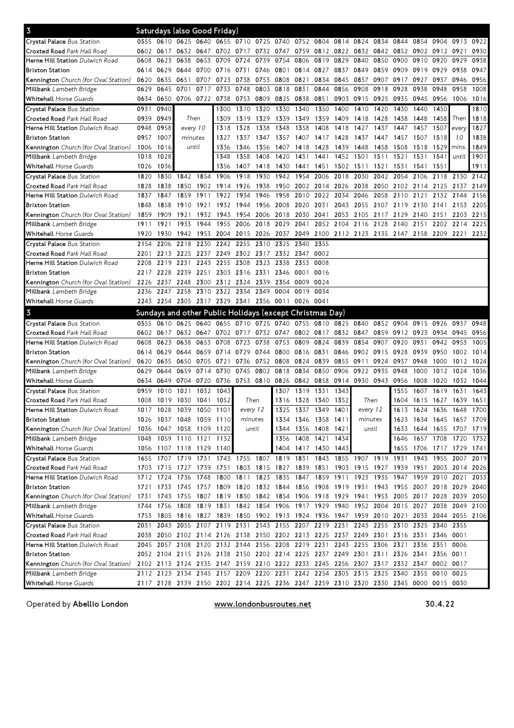## 3 Saturdays (also Good Friday)

| Stop | | | | | | | | | | | | | | | | | | |
|---|---|---|---|---|---|---|---|---|---|---|---|---|---|---|---|---|---|---|
| **Crystal Palace** Bus Station | 0555 | 0610 | 0625 | 0640 | 0655 | 0710 | 0725 | 0740 | 0752 | 0804 | 0814 | 0824 | 0834 | 0844 | 0854 | 0904 | 0913 | 0922 |
| **Croxted Road** Park Hall Road | 0602 | 0617 | 0632 | 0647 | 0702 | 0717 | 0732 | 0747 | 0759 | 0812 | 0822 | 0832 | 0842 | 0852 | 0902 | 0912 | 0921 | 0930 |
| **Herne Hill Station** Dulwich Road | 0608 | 0623 | 0638 | 0653 | 0709 | 0724 | 0739 | 0754 | 0806 | 0819 | 0829 | 0840 | 0850 | 0900 | 0910 | 0920 | 0929 | 0938 |
| **Brixton Station** | 0614 | 0629 | 0644 | 0700 | 0716 | 0731 | 0746 | 0801 | 0814 | 0827 | 0837 | 0849 | 0859 | 0909 | 0919 | 0929 | 0938 | 0947 |
| **Kennington** Church (for Oval Station) | 0620 | 0635 | 0651 | 0707 | 0723 | 0738 | 0753 | 0808 | 0821 | 0834 | 0845 | 0857 | 0907 | 0917 | 0927 | 0937 | 0946 | 0956 |
| **Millbank** Lambeth Bridge | 0629 | 0645 | 0701 | 0717 | 0733 | 0748 | 0803 | 0818 | 0831 | 0844 | 0856 | 0908 | 0918 | 0928 | 0938 | 0948 | 0958 | 1008 |
| **Whitehall** Horse Guards | 0634 | 0650 | 0706 | 0722 | 0738 | 0753 | 0809 | 0825 | 0838 | 0851 | 0903 | 0915 | 0925 | 0935 | 0945 | 0956 | 1006 | 1016 |

| Stop | | | | | | | | | | | | | | | | |
|---|---|---|---|---|---|---|---|---|---|---|---|---|---|---|---|---|
| **Crystal Palace** Bus Station | 0931 | 0940 | Then every 10 minutes until | 1300 | 1310 | 1320 | 1330 | 1340 | 1350 | 1400 | 1410 | 1420 | 1430 | 1440 | 1450 | Then every 10 mins. until | 1810 |
| **Croxted Road** Park Hall Road | 0939 | 0949 | | 1309 | 1319 | 1329 | 1339 | 1349 | 1359 | 1409 | 1418 | 1428 | 1438 | 1448 | 1458 | | 1818 |
| **Herne Hill Station** Dulwich Road | 0948 | 0958 | | 1318 | 1328 | 1338 | 1348 | 1358 | 1408 | 1418 | 1427 | 1437 | 1447 | 1457 | 1507 | | 1827 |
| **Brixton Station** | 0957 | 1007 | | 1327 | 1337 | 1347 | 1357 | 1407 | 1417 | 1428 | 1437 | 1447 | 1457 | 1507 | 1518 | | 1838 |
| **Kennington** Church (for Oval Station) | 1006 | 1016 | | 1336 | 1346 | 1356 | 1407 | 1418 | 1428 | 1439 | 1448 | 1458 | 1508 | 1518 | 1529 | | 1849 |
| **Millbank** Lambeth Bridge | 1018 | 1028 | | 1348 | 1358 | 1408 | 1420 | 1431 | 1441 | 1452 | 1501 | 1511 | 1521 | 1531 | 1541 | | 1901 |
| **Whitehall** Horse Guards | 1026 | 1036 | | 1356 | 1407 | 1418 | 1430 | 1441 | 1451 | 1502 | 1511 | 1521 | 1531 | 1541 | 1551 | | 1911 |

| Stop | | | | | | | | | | | | | | | | | | |
|---|---|---|---|---|---|---|---|---|---|---|---|---|---|---|---|---|---|---|
| **Crystal Palace** Bus Station | 1820 | 1830 | 1842 | 1854 | 1906 | 1918 | 1930 | 1942 | 1954 | 2006 | 2018 | 2030 | 2042 | 2054 | 2106 | 2118 | 2130 | 2142 |
| **Croxted Road** Park Hall Road | 1828 | 1838 | 1850 | 1902 | 1914 | 1926 | 1938 | 1950 | 2002 | 2014 | 2026 | 2038 | 2050 | 2102 | 2114 | 2125 | 2137 | 2149 |
| **Herne Hill Station** Dulwich Road | 1837 | 1847 | 1859 | 1911 | 1922 | 1934 | 1946 | 1958 | 2010 | 2022 | 2034 | 2046 | 2058 | 2110 | 2121 | 2132 | 2144 | 2156 |
| **Brixton Station** | 1848 | 1858 | 1910 | 1921 | 1932 | 1944 | 1956 | 2008 | 2020 | 2031 | 2043 | 2055 | 2107 | 2119 | 2130 | 2141 | 2153 | 2205 |
| **Kennington** Church (for Oval Station) | 1859 | 1909 | 1921 | 1932 | 1943 | 1954 | 2006 | 2018 | 2030 | 2041 | 2053 | 2105 | 2117 | 2129 | 2140 | 2151 | 2203 | 2215 |
| **Millbank** Lambeth Bridge | 1911 | 1921 | 1933 | 1944 | 1955 | 2006 | 2018 | 2029 | 2041 | 2052 | 2104 | 2116 | 2128 | 2140 | 2151 | 2202 | 2214 | 2225 |
| **Whitehall** Horse Guards | 1920 | 1930 | 1942 | 1953 | 2004 | 2015 | 2026 | 2037 | 2049 | 2100 | 2112 | 2123 | 2135 | 2147 | 2158 | 2209 | 2221 | 2232 |

| Stop | | | | | | | | | | |
|---|---|---|---|---|---|---|---|---|---|---|
| **Crystal Palace** Bus Station | 2154 | 2206 | 2218 | 2230 | 2242 | 2255 | 2310 | 2325 | 2340 | 2355 |
| **Croxted Road** Park Hall Road | 2201 | 2213 | 2225 | 2237 | 2249 | 2302 | 2317 | 2332 | 2347 | 0002 |
| **Herne Hill Station** Dulwich Road | 2208 | 2219 | 2231 | 2243 | 2255 | 2308 | 2323 | 2338 | 2353 | 0008 |
| **Brixton Station** | 2217 | 2228 | 2239 | 2251 | 2303 | 2316 | 2331 | 2346 | 0001 | 0016 |
| **Kennington** Church (for Oval Station) | 2226 | 2237 | 2248 | 2300 | 2312 | 2324 | 2339 | 2354 | 0009 | 0024 |
| **Millbank** Lambeth Bridge | 2236 | 2247 | 2258 | 2310 | 2322 | 2334 | 2349 | 0004 | 0019 | 0034 |
| **Whitehall** Horse Guards | 2243 | 2254 | 2305 | 2317 | 2329 | 2341 | 2356 | 0011 | 0026 | 0041 |

## 3 Sundays and other Public Holidays (except Christmas Day)

| Stop | | | | | | | | | | | | | | | | | | |
|---|---|---|---|---|---|---|---|---|---|---|---|---|---|---|---|---|---|---|
| **Crystal Palace** Bus Station | 0555 | 0610 | 0625 | 0640 | 0655 | 0710 | 0725 | 0740 | 0755 | 0810 | 0825 | 0840 | 0852 | 0904 | 0915 | 0926 | 0937 | 0948 |
| **Croxted Road** Park Hall Road | 0602 | 0617 | 0632 | 0647 | 0702 | 0717 | 0732 | 0747 | 0802 | 0817 | 0832 | 0847 | 0859 | 0912 | 0923 | 0934 | 0945 | 0956 |
| **Herne Hill Station** Dulwich Road | 0608 | 0623 | 0638 | 0653 | 0708 | 0723 | 0738 | 0753 | 0809 | 0824 | 0839 | 0854 | 0907 | 0920 | 0931 | 0942 | 0953 | 1005 |
| **Brixton Station** | 0614 | 0629 | 0644 | 0659 | 0714 | 0729 | 0744 | 0800 | 0816 | 0831 | 0846 | 0902 | 0915 | 0928 | 0939 | 0950 | 1002 | 1014 |
| **Kennington** Church (for Oval Station) | 0620 | 0635 | 0650 | 0705 | 0721 | 0736 | 0752 | 0808 | 0824 | 0839 | 0855 | 0911 | 0924 | 0937 | 0948 | 1000 | 1012 | 1024 |
| **Millbank** Lambeth Bridge | 0629 | 0644 | 0659 | 0714 | 0730 | 0745 | 0802 | 0818 | 0834 | 0850 | 0906 | 0922 | 0935 | 0948 | 1000 | 1012 | 1024 | 1036 |
| **Whitehall** Horse Guards | 0634 | 0649 | 0704 | 0720 | 0736 | 0753 | 0810 | 0826 | 0842 | 0858 | 0914 | 0930 | 0943 | 0956 | 1008 | 1020 | 1032 | 1044 |

| Stop | | | | | | | | | | | | | | | | |
|---|---|---|---|---|---|---|---|---|---|---|---|---|---|---|---|---|
| **Crystal Palace** Bus Station | 0959 | 1010 | 1021 | 1032 | 1043 | Then every 12 minutes until | 1307 | 1319 | 1331 | 1343 | Then every 12 minutes until | 1555 | 1607 | 1619 | 1631 | 1643 |
| **Croxted Road** Park Hall Road | 1008 | 1019 | 1030 | 1041 | 1052 | | 1316 | 1328 | 1340 | 1352 | | 1604 | 1615 | 1627 | 1639 | 1651 |
| **Herne Hill Station** Dulwich Road | 1017 | 1028 | 1039 | 1050 | 1101 | | 1325 | 1337 | 1349 | 1401 | | 1613 | 1624 | 1636 | 1648 | 1700 |
| **Brixton Station** | 1026 | 1037 | 1048 | 1059 | 1110 | | 1334 | 1346 | 1358 | 1411 | | 1623 | 1634 | 1645 | 1657 | 1709 |
| **Kennington** Church (for Oval Station) | 1036 | 1047 | 1058 | 1109 | 1120 | | 1344 | 1356 | 1408 | 1421 | | 1633 | 1644 | 1655 | 1707 | 1719 |
| **Millbank** Lambeth Bridge | 1048 | 1059 | 1110 | 1121 | 1132 | | 1356 | 1408 | 1421 | 1434 | | 1646 | 1657 | 1708 | 1720 | 1732 |
| **Whitehall** Horse Guards | 1056 | 1107 | 1118 | 1129 | 1140 | | 1404 | 1417 | 1430 | 1443 | | 1655 | 1706 | 1717 | 1729 | 1741 |

| Stop | | | | | | | | | | | | | | | | | | |
|---|---|---|---|---|---|---|---|---|---|---|---|---|---|---|---|---|---|---|
| **Crystal Palace** Bus Station | 1655 | 1707 | 1719 | 1731 | 1743 | 1755 | 1807 | 1819 | 1831 | 1843 | 1855 | 1907 | 1919 | 1931 | 1943 | 1955 | 2007 | 2019 |
| **Croxted Road** Park Hall Road | 1703 | 1715 | 1727 | 1739 | 1751 | 1803 | 1815 | 1827 | 1839 | 1851 | 1903 | 1915 | 1927 | 1939 | 1951 | 2003 | 2014 | 2026 |
| **Herne Hill Station** Dulwich Road | 1712 | 1724 | 1736 | 1748 | 1800 | 1811 | 1823 | 1835 | 1847 | 1859 | 1911 | 1923 | 1935 | 1947 | 1959 | 2010 | 2021 | 2033 |
| **Brixton Station** | 1721 | 1733 | 1745 | 1757 | 1809 | 1820 | 1832 | 1844 | 1856 | 1908 | 1919 | 1931 | 1943 | 1955 | 2007 | 2018 | 2029 | 2040 |
| **Kennington** Church (for Oval Station) | 1731 | 1743 | 1755 | 1807 | 1819 | 1830 | 1842 | 1854 | 1906 | 1918 | 1929 | 1941 | 1953 | 2005 | 2017 | 2028 | 2039 | 2050 |
| **Millbank** Lambeth Bridge | 1744 | 1756 | 1808 | 1819 | 1831 | 1842 | 1854 | 1906 | 1917 | 1929 | 1940 | 1952 | 2004 | 2015 | 2027 | 2038 | 2049 | 2100 |
| **Whitehall** Horse Guards | 1753 | 1805 | 1816 | 1827 | 1839 | 1850 | 1902 | 1913 | 1924 | 1936 | 1947 | 1959 | 2010 | 2021 | 2033 | 2044 | 2055 | 2106 |

| Stop | | | | | | | | | | | | | | | | | |
|---|---|---|---|---|---|---|---|---|---|---|---|---|---|---|---|---|---|
| **Crystal Palace** Bus Station | 2031 | 2043 | 2055 | 2107 | 2119 | 2131 | 2143 | 2155 | 2207 | 2219 | 2231 | 2243 | 2255 | 2310 | 2325 | 2340 | 2355 |
| **Croxted Road** Park Hall Road | 2038 | 2050 | 2102 | 2114 | 2126 | 2138 | 2150 | 2202 | 2213 | 2225 | 2237 | 2249 | 2301 | 2316 | 2331 | 2346 | 0001 |
| **Herne Hill Station** Dulwich Road | 2045 | 2057 | 2108 | 2120 | 2132 | 2144 | 2156 | 2208 | 2219 | 2231 | 2243 | 2255 | 2306 | 2321 | 2336 | 2351 | 0006 |
| **Brixton Station** | 2052 | 2104 | 2115 | 2126 | 2138 | 2150 | 2202 | 2214 | 2225 | 2237 | 2249 | 2301 | 2311 | 2326 | 2341 | 2356 | 0011 |
| **Kennington** Church (for Oval Station) | 2102 | 2113 | 2124 | 2135 | 2147 | 2159 | 2210 | 2222 | 2233 | 2245 | 2256 | 2307 | 2317 | 2332 | 2347 | 0002 | 0017 |
| **Millbank** Lambeth Bridge | 2112 | 2123 | 2134 | 2145 | 2157 | 2209 | 2220 | 2231 | 2242 | 2254 | 2305 | 2315 | 2325 | 2340 | 2355 | 0010 | 0025 |
| **Whitehall** Horse Guards | 2117 | 2128 | 2139 | 2150 | 2202 | 2214 | 2225 | 2236 | 2247 | 2259 | 2310 | 2320 | 2330 | 2345 | 0000 | 0015 | 0030 |

Operated by **Abellio London** www.londonbusroutes.net 30.4.22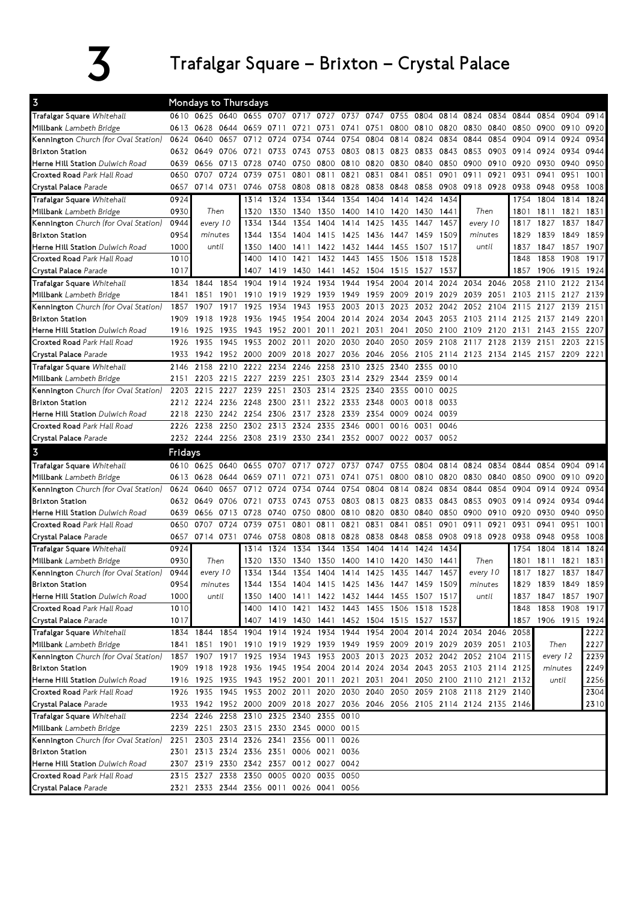# 3 Trafalgar Square – Brixton – Crystal Palace

## Mondays to Thursdays

| 3 | | | | | | | | | | | | | | | | | | |
|---|---|---|---|---|---|---|---|---|---|---|---|---|---|---|---|---|---|---|
| **Trafalgar Square** *Whitehall* | 0610 | 0625 | 0640 | 0655 | 0707 | 0717 | 0727 | 0737 | 0747 | 0755 | 0804 | 0814 | 0824 | 0834 | 0844 | 0854 | 0904 | 0914 |
| **Millbank** *Lambeth Bridge* | 0613 | 0628 | 0644 | 0659 | 0711 | 0721 | 0731 | 0741 | 0751 | 0800 | 0810 | 0820 | 0830 | 0840 | 0850 | 0900 | 0910 | 0920 |
| **Kennington** *Church (for Oval Station)* | 0624 | 0640 | 0657 | 0712 | 0724 | 0734 | 0744 | 0754 | 0804 | 0814 | 0824 | 0834 | 0844 | 0854 | 0904 | 0914 | 0924 | 0934 |
| **Brixton Station** | 0632 | 0649 | 0706 | 0721 | 0733 | 0743 | 0753 | 0803 | 0813 | 0823 | 0833 | 0843 | 0853 | 0903 | 0914 | 0924 | 0934 | 0944 |
| **Herne Hill Station** *Dulwich Road* | 0639 | 0656 | 0713 | 0728 | 0740 | 0750 | 0800 | 0810 | 0820 | 0830 | 0840 | 0850 | 0900 | 0910 | 0920 | 0930 | 0940 | 0950 |
| **Croxted Road** *Park Hall Road* | 0650 | 0707 | 0724 | 0739 | 0751 | 0801 | 0811 | 0821 | 0831 | 0841 | 0851 | 0901 | 0911 | 0921 | 0931 | 0941 | 0951 | 1001 |
| **Crystal Palace** *Parade* | 0657 | 0714 | 0731 | 0746 | 0758 | 0808 | 0818 | 0828 | 0838 | 0848 | 0858 | 0908 | 0918 | 0928 | 0938 | 0948 | 0958 | 1008 |
| **Trafalgar Square** *Whitehall* | 0924 | Then | | 1314 | 1324 | 1334 | 1344 | 1354 | 1404 | 1414 | 1424 | 1434 | Then | | 1754 | 1804 | 1814 | 1824 |
| **Millbank** *Lambeth Bridge* | 0930 | every 10 | | 1320 | 1330 | 1340 | 1350 | 1400 | 1410 | 1420 | 1430 | 1441 | every 10 | | 1801 | 1811 | 1821 | 1831 |
| **Kennington** *Church (for Oval Station)* | 0944 | minutes | | 1334 | 1344 | 1354 | 1404 | 1414 | 1425 | 1435 | 1447 | 1457 | minutes | | 1817 | 1827 | 1837 | 1847 |
| **Brixton Station** | 0954 | until | | 1344 | 1354 | 1404 | 1415 | 1425 | 1436 | 1447 | 1459 | 1509 | until | | 1829 | 1839 | 1849 | 1859 |
| **Herne Hill Station** *Dulwich Road* | 1000 | | | 1350 | 1400 | 1411 | 1422 | 1432 | 1444 | 1455 | 1507 | 1517 | | | 1837 | 1847 | 1857 | 1907 |
| **Croxted Road** *Park Hall Road* | 1010 | | | 1400 | 1410 | 1421 | 1432 | 1443 | 1455 | 1506 | 1518 | 1528 | | | 1848 | 1858 | 1908 | 1917 |
| **Crystal Palace** *Parade* | 1017 | | | 1407 | 1419 | 1430 | 1441 | 1452 | 1504 | 1515 | 1527 | 1537 | | | 1857 | 1906 | 1915 | 1924 |
| **Trafalgar Square** *Whitehall* | 1834 | 1844 | 1854 | 1904 | 1914 | 1924 | 1934 | 1944 | 1954 | 2004 | 2014 | 2024 | 2034 | 2046 | 2058 | 2110 | 2122 | 2134 |
| **Millbank** *Lambeth Bridge* | 1841 | 1851 | 1901 | 1910 | 1919 | 1929 | 1939 | 1949 | 1959 | 2009 | 2019 | 2029 | 2039 | 2051 | 2103 | 2115 | 2127 | 2139 |
| **Kennington** *Church (for Oval Station)* | 1857 | 1907 | 1917 | 1925 | 1934 | 1943 | 1953 | 2003 | 2013 | 2023 | 2032 | 2042 | 2052 | 2104 | 2115 | 2127 | 2139 | 2151 |
| **Brixton Station** | 1909 | 1918 | 1928 | 1936 | 1945 | 1954 | 2004 | 2014 | 2024 | 2034 | 2043 | 2053 | 2103 | 2114 | 2125 | 2137 | 2149 | 2201 |
| **Herne Hill Station** *Dulwich Road* | 1916 | 1925 | 1935 | 1943 | 1952 | 2001 | 2011 | 2021 | 2031 | 2041 | 2050 | 2100 | 2109 | 2120 | 2131 | 2143 | 2155 | 2207 |
| **Croxted Road** *Park Hall Road* | 1926 | 1935 | 1945 | 1953 | 2002 | 2011 | 2020 | 2030 | 2040 | 2050 | 2059 | 2108 | 2117 | 2128 | 2139 | 2151 | 2203 | 2215 |
| **Crystal Palace** *Parade* | 1933 | 1942 | 1952 | 2000 | 2009 | 2018 | 2027 | 2036 | 2046 | 2056 | 2105 | 2114 | 2123 | 2134 | 2145 | 2157 | 2209 | 2221 |
| **Trafalgar Square** *Whitehall* | 2146 | 2158 | 2210 | 2222 | 2234 | 2246 | 2258 | 2310 | 2325 | 2340 | 2355 | 0010 | | | | | | |
| **Millbank** *Lambeth Bridge* | 2151 | 2203 | 2215 | 2227 | 2239 | 2251 | 2303 | 2314 | 2329 | 2344 | 2359 | 0014 | | | | | | |
| **Kennington** *Church (for Oval Station)* | 2203 | 2215 | 2227 | 2239 | 2251 | 2303 | 2311 | 2325 | 2340 | 2355 | 0010 | 0025 | | | | | | |
| **Brixton Station** | 2212 | 2224 | 2236 | 2248 | 2300 | 2311 | 2322 | 2333 | 2348 | 0003 | 0018 | 0033 | | | | | | |
| **Herne Hill Station** *Dulwich Road* | 2218 | 2230 | 2242 | 2254 | 2306 | 2317 | 2328 | 2339 | 2354 | 0009 | 0024 | 0039 | | | | | | |
| **Croxted Road** *Park Hall Road* | 2226 | 2238 | 2250 | 2302 | 2313 | 2324 | 2335 | 2346 | 0001 | 0016 | 0031 | 0046 | | | | | | |
| **Crystal Palace** *Parade* | 2232 | 2244 | 2256 | 2308 | 2319 | 2330 | 2341 | 2352 | 0007 | 0022 | 0037 | 0052 | | | | | | |

## Fridays

| 3 | | | | | | | | | | | | | | | | | | |
|---|---|---|---|---|---|---|---|---|---|---|---|---|---|---|---|---|---|---|
| **Trafalgar Square** *Whitehall* | 0610 | 0625 | 0640 | 0655 | 0707 | 0717 | 0727 | 0737 | 0747 | 0755 | 0804 | 0814 | 0824 | 0834 | 0844 | 0854 | 0904 | 0914 |
| **Millbank** *Lambeth Bridge* | 0613 | 0628 | 0644 | 0659 | 0711 | 0721 | 0731 | 0741 | 0751 | 0800 | 0810 | 0820 | 0830 | 0840 | 0850 | 0900 | 0910 | 0920 |
| **Kennington** *Church (for Oval Station)* | 0624 | 0640 | 0657 | 0712 | 0724 | 0734 | 0744 | 0754 | 0804 | 0814 | 0824 | 0834 | 0844 | 0854 | 0904 | 0914 | 0924 | 0934 |
| **Brixton Station** | 0632 | 0649 | 0706 | 0721 | 0733 | 0743 | 0753 | 0803 | 0813 | 0823 | 0833 | 0843 | 0853 | 0903 | 0914 | 0924 | 0934 | 0944 |
| **Herne Hill Station** *Dulwich Road* | 0639 | 0656 | 0713 | 0728 | 0740 | 0750 | 0800 | 0810 | 0820 | 0830 | 0840 | 0850 | 0900 | 0910 | 0920 | 0930 | 0940 | 0950 |
| **Croxted Road** *Park Hall Road* | 0650 | 0707 | 0724 | 0739 | 0751 | 0801 | 0811 | 0821 | 0831 | 0841 | 0851 | 0901 | 0911 | 0921 | 0931 | 0941 | 0951 | 1001 |
| **Crystal Palace** *Parade* | 0657 | 0714 | 0731 | 0746 | 0758 | 0808 | 0818 | 0828 | 0838 | 0848 | 0858 | 0908 | 0918 | 0928 | 0938 | 0948 | 0958 | 1008 |
| **Trafalgar Square** *Whitehall* | 0924 | Then | | 1314 | 1324 | 1334 | 1344 | 1354 | 1404 | 1414 | 1424 | 1434 | Then | | 1754 | 1804 | 1814 | 1824 |
| **Millbank** *Lambeth Bridge* | 0930 | every 10 | | 1320 | 1330 | 1340 | 1350 | 1400 | 1410 | 1420 | 1430 | 1441 | every 10 | | 1801 | 1811 | 1821 | 1831 |
| **Kennington** *Church (for Oval Station)* | 0944 | minutes | | 1334 | 1344 | 1354 | 1404 | 1414 | 1425 | 1435 | 1447 | 1457 | minutes | | 1817 | 1827 | 1837 | 1847 |
| **Brixton Station** | 0954 | until | | 1344 | 1354 | 1404 | 1415 | 1425 | 1436 | 1447 | 1459 | 1509 | until | | 1829 | 1839 | 1849 | 1859 |
| **Herne Hill Station** *Dulwich Road* | 1000 | | | 1350 | 1400 | 1411 | 1422 | 1432 | 1444 | 1455 | 1507 | 1517 | | | 1837 | 1847 | 1857 | 1907 |
| **Croxted Road** *Park Hall Road* | 1010 | | | 1400 | 1410 | 1421 | 1432 | 1443 | 1455 | 1506 | 1518 | 1528 | | | 1848 | 1858 | 1908 | 1917 |
| **Crystal Palace** *Parade* | 1017 | | | 1407 | 1419 | 1430 | 1441 | 1452 | 1504 | 1515 | 1527 | 1537 | | | 1857 | 1906 | 1915 | 1924 |
| **Trafalgar Square** *Whitehall* | 1834 | 1844 | 1854 | 1904 | 1914 | 1924 | 1934 | 1944 | 1954 | 2004 | 2014 | 2024 | 2034 | 2046 | 2058 | Then | | 2222 |
| **Millbank** *Lambeth Bridge* | 1841 | 1851 | 1901 | 1910 | 1919 | 1929 | 1939 | 1949 | 1959 | 2009 | 2019 | 2029 | 2039 | 2051 | 2103 | every 12 | | 2227 |
| **Kennington** *Church (for Oval Station)* | 1857 | 1907 | 1917 | 1925 | 1934 | 1943 | 1953 | 2003 | 2013 | 2023 | 2032 | 2042 | 2052 | 2104 | 2115 | minutes | | 2239 |
| **Brixton Station** | 1909 | 1918 | 1928 | 1936 | 1945 | 1954 | 2004 | 2014 | 2024 | 2034 | 2043 | 2053 | 2103 | 2114 | 2125 | until | | 2249 |
| **Herne Hill Station** *Dulwich Road* | 1916 | 1925 | 1935 | 1943 | 1952 | 2001 | 2011 | 2021 | 2031 | 2041 | 2050 | 2100 | 2110 | 2121 | 2132 | | | 2256 |
| **Croxted Road** *Park Hall Road* | 1926 | 1935 | 1945 | 1953 | 2002 | 2011 | 2020 | 2030 | 2040 | 2050 | 2059 | 2108 | 2118 | 2129 | 2140 | | | 2304 |
| **Crystal Palace** *Parade* | 1933 | 1942 | 1952 | 2000 | 2009 | 2018 | 2027 | 2036 | 2046 | 2056 | 2105 | 2114 | 2124 | 2135 | 2146 | | | 2310 |
| **Trafalgar Square** *Whitehall* | 2234 | 2246 | 2258 | 2310 | 2325 | 2340 | 2355 | 0010 | | | | | | | | | | |
| **Millbank** *Lambeth Bridge* | 2239 | 2251 | 2303 | 2315 | 2330 | 2345 | 0000 | 0015 | | | | | | | | | | |
| **Kennington** *Church (for Oval Station)* | 2251 | 2303 | 2314 | 2326 | 2341 | 2356 | 0011 | 0026 | | | | | | | | | | |
| **Brixton Station** | 2301 | 2313 | 2324 | 2336 | 2351 | 0006 | 0021 | 0036 | | | | | | | | | | |
| **Herne Hill Station** *Dulwich Road* | 2307 | 2319 | 2330 | 2342 | 2357 | 0012 | 0027 | 0042 | | | | | | | | | | |
| **Croxted Road** *Park Hall Road* | 2315 | 2327 | 2338 | 2350 | 0005 | 0020 | 0035 | 0050 | | | | | | | | | | |
| **Crystal Palace** *Parade* | 2321 | 2333 | 2344 | 2356 | 0011 | 0026 | 0041 | 0056 | | | | | | | | | | |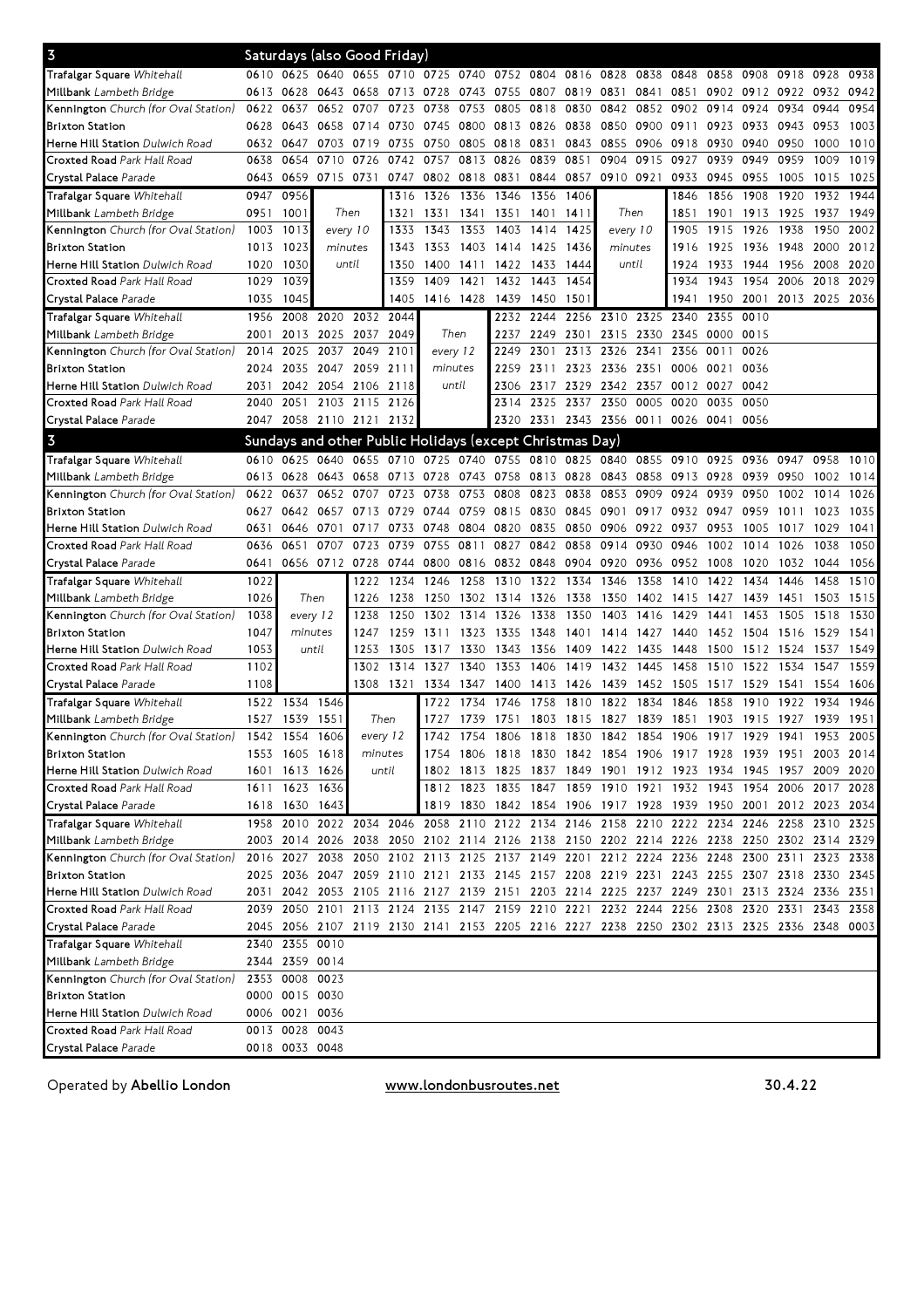## 3 Saturdays (also Good Friday)

| | | | | | | | | | | | | | | | | | | |
|---|---|---|---|---|---|---|---|---|---|---|---|---|---|---|---|---|---|---|
| **Trafalgar Square** *Whitehall* | 0610 | 0625 | 0640 | 0655 | 0710 | 0725 | 0740 | 0752 | 0804 | 0816 | 0828 | 0838 | 0848 | 0858 | 0908 | 0918 | 0928 | 0938 |
| **Millbank** *Lambeth Bridge* | 0613 | 0628 | 0643 | 0658 | 0713 | 0728 | 0743 | 0755 | 0807 | 0819 | 0831 | 0841 | 0851 | 0902 | 0912 | 0922 | 0932 | 0942 |
| **Kennington** *Church (for Oval Station)* | 0622 | 0637 | 0652 | 0707 | 0723 | 0738 | 0753 | 0805 | 0818 | 0830 | 0842 | 0852 | 0902 | 0914 | 0924 | 0934 | 0944 | 0954 |
| **Brixton Station** | 0628 | 0643 | 0658 | 0714 | 0730 | 0745 | 0800 | 0813 | 0826 | 0838 | 0850 | 0900 | 0911 | 0923 | 0933 | 0943 | 0953 | 1003 |
| **Herne Hill Station** *Dulwich Road* | 0632 | 0647 | 0703 | 0719 | 0735 | 0750 | 0805 | 0818 | 0831 | 0843 | 0855 | 0906 | 0918 | 0930 | 0940 | 0950 | 1000 | 1010 |
| **Croxted Road** *Park Hall Road* | 0638 | 0654 | 0710 | 0726 | 0742 | 0757 | 0813 | 0826 | 0839 | 0851 | 0904 | 0915 | 0927 | 0939 | 0949 | 0959 | 1009 | 1019 |
| **Crystal Palace** *Parade* | 0643 | 0659 | 0715 | 0731 | 0747 | 0802 | 0818 | 0831 | 0844 | 0857 | 0910 | 0921 | 0933 | 0945 | 0955 | 1005 | 1015 | 1025 |

| | | | | | | | | | | | | | | | | | | |
|---|---|---|---|---|---|---|---|---|---|---|---|---|---|---|---|---|---|---|
| **Trafalgar Square** *Whitehall* | 0947 | 0956 | Then | | 1316 | 1326 | 1336 | 1346 | 1356 | 1406 | Then | | 1846 | 1856 | 1908 | 1920 | 1932 | 1944 |
| **Millbank** *Lambeth Bridge* | 0951 | 1001 | every 10 | | 1321 | 1331 | 1341 | 1351 | 1401 | 1411 | every 10 | | 1851 | 1901 | 1913 | 1925 | 1937 | 1949 |
| **Kennington** *Church (for Oval Station)* | 1003 | 1013 | minutes | | 1333 | 1343 | 1353 | 1403 | 1414 | 1425 | minutes | | 1905 | 1915 | 1926 | 1938 | 1950 | 2002 |
| **Brixton Station** | 1013 | 1023 | until | | 1343 | 1353 | 1403 | 1414 | 1425 | 1436 | until | | 1916 | 1925 | 1936 | 1948 | 2000 | 2012 |
| **Herne Hill Station** *Dulwich Road* | 1020 | 1030 | | | 1350 | 1400 | 1411 | 1422 | 1433 | 1444 | | | 1924 | 1933 | 1944 | 1956 | 2008 | 2020 |
| **Croxted Road** *Park Hall Road* | 1029 | 1039 | | | 1359 | 1409 | 1421 | 1432 | 1443 | 1454 | | | 1934 | 1943 | 1954 | 2006 | 2018 | 2029 |
| **Crystal Palace** *Parade* | 1035 | 1045 | | | 1405 | 1416 | 1428 | 1439 | 1450 | 1501 | | | 1941 | 1950 | 2001 | 2013 | 2025 | 2036 |

| | | | | | | | | | | | | | | | |
|---|---|---|---|---|---|---|---|---|---|---|---|---|---|---|---|
| **Trafalgar Square** *Whitehall* | 1956 | 2008 | 2020 | 2032 | 2044 | Then | | 2232 | 2244 | 2256 | 2310 | 2325 | 2340 | 2355 | 0010 |
| **Millbank** *Lambeth Bridge* | 2001 | 2013 | 2025 | 2037 | 2049 | every 12 | | 2237 | 2249 | 2301 | 2315 | 2330 | 2345 | 0000 | 0015 |
| **Kennington** *Church (for Oval Station)* | 2014 | 2025 | 2037 | 2049 | 2101 | minutes | | 2249 | 2301 | 2313 | 2326 | 2341 | 2356 | 0011 | 0026 |
| **Brixton Station** | 2024 | 2035 | 2047 | 2059 | 2111 | until | | 2259 | 2311 | 2323 | 2336 | 2351 | 0006 | 0021 | 0036 |
| **Herne Hill Station** *Dulwich Road* | 2031 | 2042 | 2054 | 2106 | 2118 | | | 2306 | 2317 | 2329 | 2342 | 2357 | 0012 | 0027 | 0042 |
| **Croxted Road** *Park Hall Road* | 2040 | 2051 | 2103 | 2115 | 2126 | | | 2314 | 2325 | 2337 | 2350 | 0005 | 0020 | 0035 | 0050 |
| **Crystal Palace** *Parade* | 2047 | 2058 | 2110 | 2121 | 2132 | | | 2320 | 2331 | 2343 | 2356 | 0011 | 0026 | 0041 | 0056 |

## 3 Sundays and other Public Holidays (except Christmas Day)

| | | | | | | | | | | | | | | | | | | |
|---|---|---|---|---|---|---|---|---|---|---|---|---|---|---|---|---|---|---|
| **Trafalgar Square** *Whitehall* | 0610 | 0625 | 0640 | 0655 | 0710 | 0725 | 0740 | 0755 | 0810 | 0825 | 0840 | 0855 | 0910 | 0925 | 0936 | 0947 | 0958 | 1010 |
| **Millbank** *Lambeth Bridge* | 0613 | 0628 | 0643 | 0658 | 0713 | 0728 | 0743 | 0758 | 0813 | 0828 | 0843 | 0858 | 0913 | 0928 | 0939 | 0950 | 1002 | 1014 |
| **Kennington** *Church (for Oval Station)* | 0622 | 0637 | 0652 | 0707 | 0723 | 0738 | 0753 | 0808 | 0823 | 0838 | 0853 | 0909 | 0924 | 0939 | 0950 | 1002 | 1014 | 1026 |
| **Brixton Station** | 0627 | 0642 | 0657 | 0713 | 0729 | 0744 | 0759 | 0815 | 0830 | 0845 | 0901 | 0917 | 0932 | 0947 | 0959 | 1011 | 1023 | 1035 |
| **Herne Hill Station** *Dulwich Road* | 0631 | 0646 | 0701 | 0717 | 0733 | 0748 | 0804 | 0820 | 0835 | 0850 | 0906 | 0922 | 0937 | 0953 | 1005 | 1017 | 1029 | 1041 |
| **Croxted Road** *Park Hall Road* | 0636 | 0651 | 0707 | 0723 | 0739 | 0755 | 0811 | 0827 | 0842 | 0858 | 0914 | 0930 | 0946 | 1002 | 1014 | 1026 | 1038 | 1050 |
| **Crystal Palace** *Parade* | 0641 | 0656 | 0712 | 0728 | 0744 | 0800 | 0816 | 0832 | 0848 | 0904 | 0920 | 0936 | 0952 | 1008 | 1020 | 1032 | 1044 | 1056 |

| | | | | | | | | | | | | | | | | | | |
|---|---|---|---|---|---|---|---|---|---|---|---|---|---|---|---|---|---|---|
| **Trafalgar Square** *Whitehall* | 1022 | Then | | 1222 | 1234 | 1246 | 1258 | 1310 | 1322 | 1334 | 1346 | 1358 | 1410 | 1422 | 1434 | 1446 | 1458 | 1510 |
| **Millbank** *Lambeth Bridge* | 1026 | every 12 | | 1226 | 1238 | 1250 | 1302 | 1314 | 1326 | 1338 | 1350 | 1402 | 1415 | 1427 | 1439 | 1451 | 1503 | 1515 |
| **Kennington** *Church (for Oval Station)* | 1038 | minutes | | 1238 | 1250 | 1302 | 1314 | 1326 | 1338 | 1350 | 1403 | 1416 | 1429 | 1441 | 1453 | 1505 | 1518 | 1530 |
| **Brixton Station** | 1047 | until | | 1247 | 1259 | 1311 | 1323 | 1335 | 1348 | 1401 | 1414 | 1427 | 1440 | 1452 | 1504 | 1516 | 1529 | 1541 |
| **Herne Hill Station** *Dulwich Road* | 1053 | | | 1253 | 1305 | 1317 | 1330 | 1343 | 1356 | 1409 | 1422 | 1435 | 1448 | 1500 | 1512 | 1524 | 1537 | 1549 |
| **Croxted Road** *Park Hall Road* | 1102 | | | 1302 | 1314 | 1327 | 1340 | 1353 | 1406 | 1419 | 1432 | 1445 | 1458 | 1510 | 1522 | 1534 | 1547 | 1559 |
| **Crystal Palace** *Parade* | 1108 | | | 1308 | 1321 | 1334 | 1347 | 1400 | 1413 | 1426 | 1439 | 1452 | 1505 | 1517 | 1529 | 1541 | 1554 | 1606 |

| | | | | | | | | | | | | | | | | | | |
|---|---|---|---|---|---|---|---|---|---|---|---|---|---|---|---|---|---|---|
| **Trafalgar Square** *Whitehall* | 1522 | 1534 | 1546 | Then | | 1722 | 1734 | 1746 | 1758 | 1810 | 1822 | 1834 | 1846 | 1858 | 1910 | 1922 | 1934 | 1946 |
| **Millbank** *Lambeth Bridge* | 1527 | 1539 | 1551 | every 12 | | 1727 | 1739 | 1751 | 1803 | 1815 | 1827 | 1839 | 1851 | 1903 | 1915 | 1927 | 1939 | 1951 |
| **Kennington** *Church (for Oval Station)* | 1542 | 1554 | 1606 | minutes | | 1742 | 1754 | 1806 | 1818 | 1830 | 1842 | 1854 | 1906 | 1917 | 1929 | 1941 | 1953 | 2005 |
| **Brixton Station** | 1553 | 1605 | 1618 | until | | 1754 | 1806 | 1818 | 1830 | 1842 | 1854 | 1906 | 1917 | 1928 | 1939 | 1951 | 2003 | 2014 |
| **Herne Hill Station** *Dulwich Road* | 1601 | 1613 | 1626 | | | 1802 | 1813 | 1825 | 1837 | 1849 | 1901 | 1912 | 1923 | 1934 | 1945 | 1957 | 2009 | 2020 |
| **Croxted Road** *Park Hall Road* | 1611 | 1623 | 1636 | | | 1812 | 1823 | 1835 | 1847 | 1859 | 1910 | 1921 | 1932 | 1943 | 1954 | 2006 | 2017 | 2028 |
| **Crystal Palace** *Parade* | 1618 | 1630 | 1643 | | | 1819 | 1830 | 1842 | 1854 | 1906 | 1917 | 1928 | 1939 | 1950 | 2001 | 2012 | 2023 | 2034 |

| | | | | | | | | | | | | | | | | | | |
|---|---|---|---|---|---|---|---|---|---|---|---|---|---|---|---|---|---|---|
| **Trafalgar Square** *Whitehall* | 1958 | 2010 | 2022 | 2034 | 2046 | 2058 | 2110 | 2122 | 2134 | 2146 | 2158 | 2210 | 2222 | 2234 | 2246 | 2258 | 2310 | 2325 |
| **Millbank** *Lambeth Bridge* | 2003 | 2014 | 2026 | 2038 | 2050 | 2102 | 2114 | 2126 | 2138 | 2150 | 2202 | 2214 | 2226 | 2238 | 2250 | 2302 | 2314 | 2329 |
| **Kennington** *Church (for Oval Station)* | 2016 | 2027 | 2038 | 2050 | 2102 | 2113 | 2125 | 2137 | 2149 | 2201 | 2212 | 2224 | 2236 | 2248 | 2300 | 2311 | 2323 | 2338 |
| **Brixton Station** | 2025 | 2036 | 2047 | 2059 | 2110 | 2121 | 2133 | 2145 | 2157 | 2208 | 2219 | 2231 | 2243 | 2255 | 2307 | 2318 | 2330 | 2345 |
| **Herne Hill Station** *Dulwich Road* | 2031 | 2042 | 2053 | 2105 | 2116 | 2127 | 2139 | 2151 | 2203 | 2214 | 2225 | 2237 | 2249 | 2301 | 2313 | 2324 | 2336 | 2351 |
| **Croxted Road** *Park Hall Road* | 2039 | 2050 | 2101 | 2113 | 2124 | 2135 | 2147 | 2159 | 2210 | 2221 | 2232 | 2244 | 2256 | 2308 | 2320 | 2331 | 2343 | 2358 |
| **Crystal Palace** *Parade* | 2045 | 2056 | 2107 | 2119 | 2130 | 2141 | 2153 | 2205 | 2216 | 2227 | 2238 | 2250 | 2302 | 2313 | 2325 | 2336 | 2348 | 0003 |

| | | | |
|---|---|---|---|
| **Trafalgar Square** *Whitehall* | 2340 | 2355 | 0010 |
| **Millbank** *Lambeth Bridge* | 2344 | 2359 | 0014 |
| **Kennington** *Church (for Oval Station)* | 2353 | 0008 | 0023 |
| **Brixton Station** | 0000 | 0015 | 0030 |
| **Herne Hill Station** *Dulwich Road* | 0006 | 0021 | 0036 |
| **Croxted Road** *Park Hall Road* | 0013 | 0028 | 0043 |
| **Crystal Palace** *Parade* | 0018 | 0033 | 0048 |

Operated by **Abellio London**    www.londonbusroutes.net    30.4.22